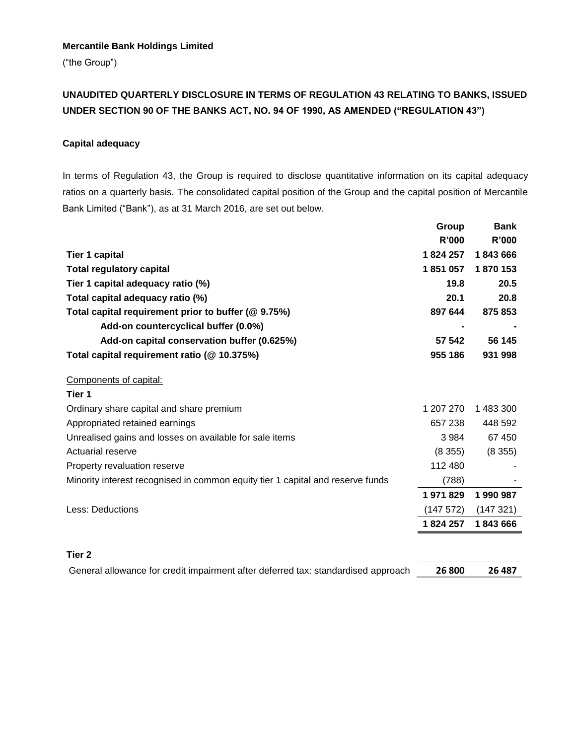**Mercantile Bank Holdings Limited**

("the Group")

**UNAUDITED QUARTERLY DISCLOSURE IN TERMS OF REGULATION 43 RELATING TO BANKS, ISSUED UNDER SECTION 90 OF THE BANKS ACT, NO. 94 OF 1990, AS AMENDED ("REGULATION 43")**

**Capital adequacy**

In terms of Regulation 43, the Group is required to disclose quantitative information on its capital adequacy ratios on a quarterly basis. The consolidated capital position of the Group and the capital position of Mercantile Bank Limited ("Bank"), as at 31 March 2016, are set out below.

| | Group | Bank |
|---|---|---|
| | R'000 | R'000 |
| **Tier 1 capital** | **1 824 257** | **1 843 666** |
| **Total regulatory capital** | **1 851 057** | **1 870 153** |
| **Tier 1 capital adequacy ratio (%)** | **19.8** | **20.5** |
| **Total capital adequacy ratio (%)** | **20.1** | **20.8** |
| **Total capital requirement prior to buffer (@ 9.75%)** | **897 644** | **875 853** |
| **Add-on countercyclical buffer (0.0%)** | **-** | **-** |
| **Add-on capital conservation buffer (0.625%)** | **57 542** | **56 145** |
| **Total capital requirement ratio (@ 10.375%)** | **955 186** | **931 998** |
| Components of capital: | | |
| **Tier 1** | | |
| Ordinary share capital and share premium | 1 207 270 | 1 483 300 |
| Appropriated retained earnings | 657 238 | 448 592 |
| Unrealised gains and losses on available for sale items | 3 984 | 67 450 |
| Actuarial reserve | (8 355) | (8 355) |
| Property revaluation reserve | 112 480 | - |
| Minority interest recognised in common equity tier 1 capital and reserve funds | (788) | - |
| | **1 971 829** | **1 990 987** |
| Less: Deductions | (147 572) | (147 321) |
| | **1 824 257** | **1 843 666** |
| **Tier 2** | | |
| General allowance for credit impairment after deferred tax: standardised approach | **26 800** | **26 487** |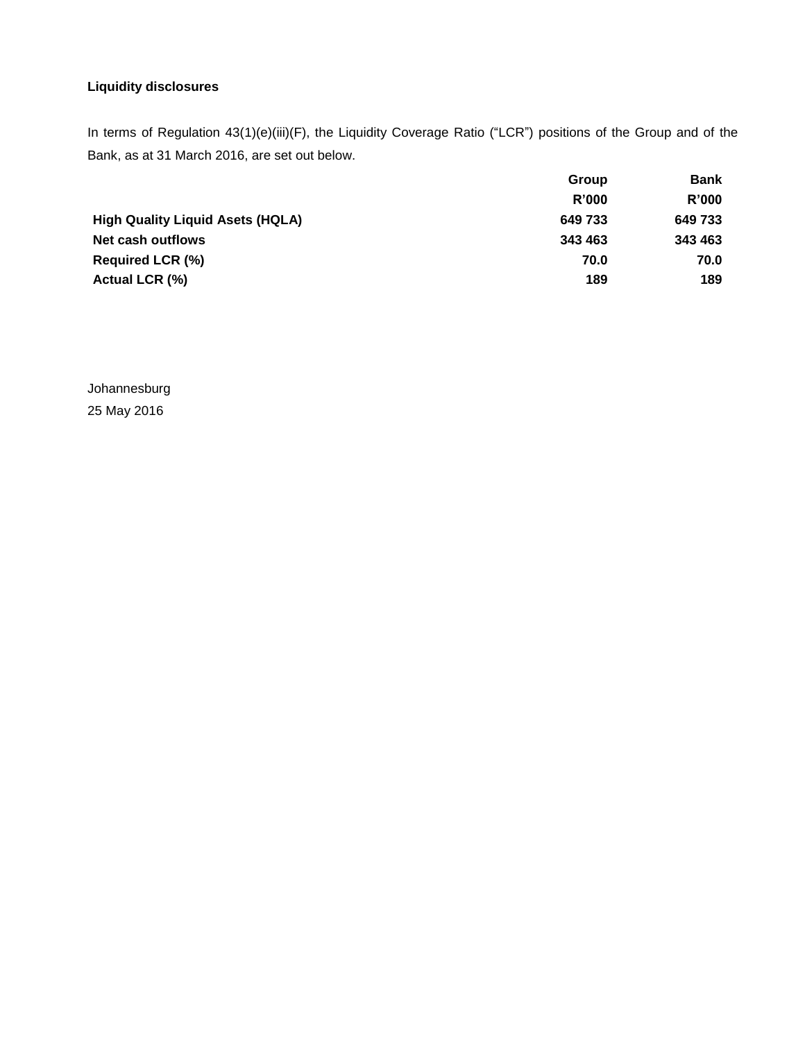**Liquidity disclosures**

In terms of Regulation 43(1)(e)(iii)(F), the Liquidity Coverage Ratio ("LCR") positions of the Group and of the Bank, as at 31 March 2016, are set out below.

| | Group | Bank |
|---|---|---|
| | **R'000** | **R'000** |
| **High Quality Liquid Asets (HQLA)** | **649 733** | **649 733** |
| **Net cash outflows** | **343 463** | **343 463** |
| **Required LCR (%)** | **70.0** | **70.0** |
| **Actual LCR (%)** | **189** | **189** |

Johannesburg
25 May 2016